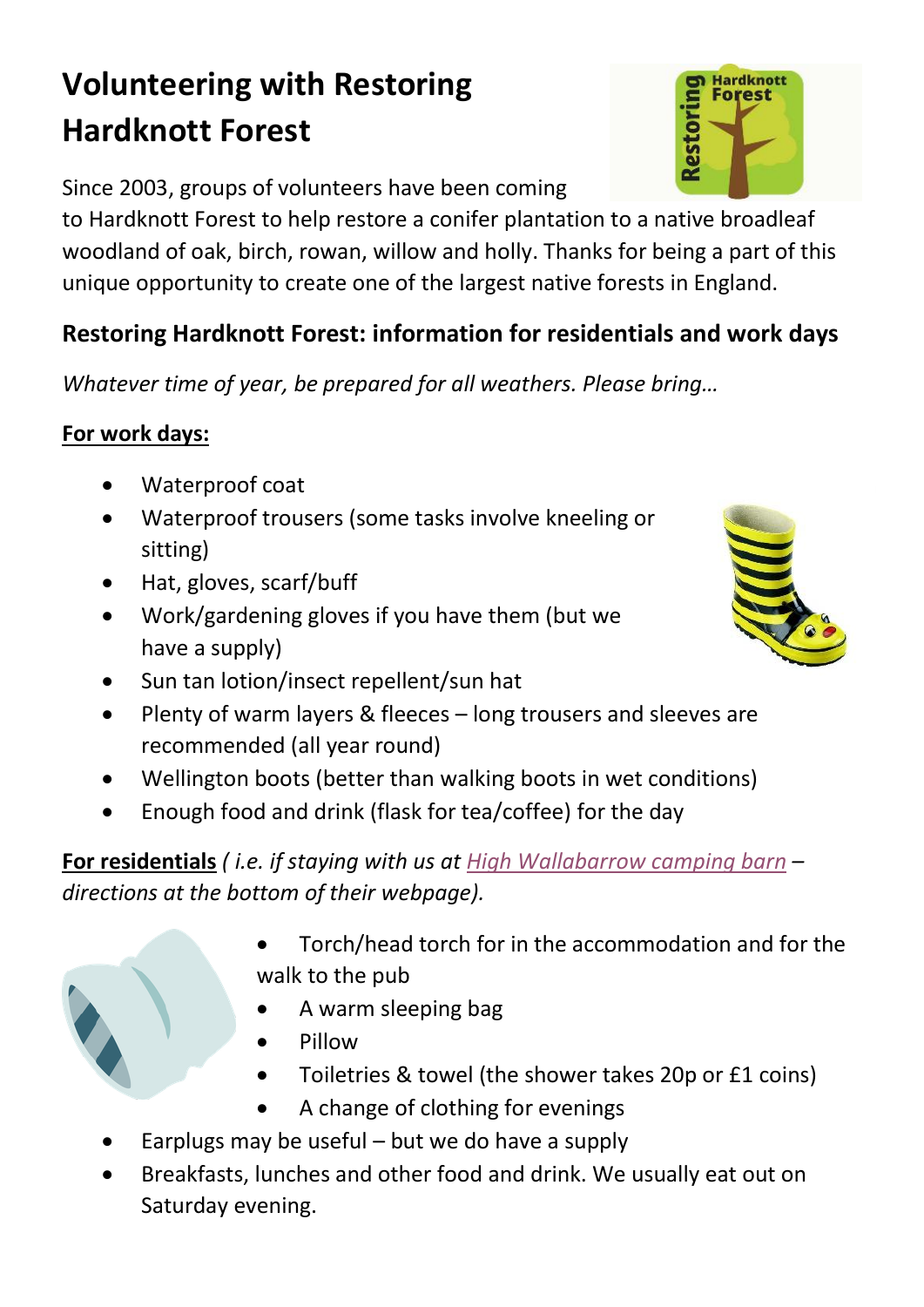# Volunteering with Restoring Hardknott Forest

Since 2003, groups of volunteers have been coming to Hardknott Forest to help restore a conifer plantation to a native broadleaf woodland of oak, birch, rowan, willow and holly. Thanks for being a part of this unique opportunity to create one of the largest native forests in England.

## Restoring Hardknott Forest: information for residentials and work days

*Whatever time of year, be prepared for all weathers. Please bring…*

**For work days:**

- Waterproof coat
- Waterproof trousers (some tasks involve kneeling or sitting)
- Hat, gloves, scarf/buff
- Work/gardening gloves if you have them (but we have a supply)
- Sun tan lotion/insect repellent/sun hat
- Plenty of warm layers & fleeces – long trousers and sleeves are recommended (all year round)
- Wellington boots (better than walking boots in wet conditions)
- Enough food and drink (flask for tea/coffee) for the day

**For residentials** *( i.e. if staying with us at High Wallabarrow camping barn – directions at the bottom of their webpage).*

- Torch/head torch for in the accommodation and for the walk to the pub
- A warm sleeping bag
- Pillow
- Toiletries & towel (the shower takes 20p or £1 coins)
- A change of clothing for evenings
- Earplugs may be useful – but we do have a supply
- Breakfasts, lunches and other food and drink. We usually eat out on Saturday evening.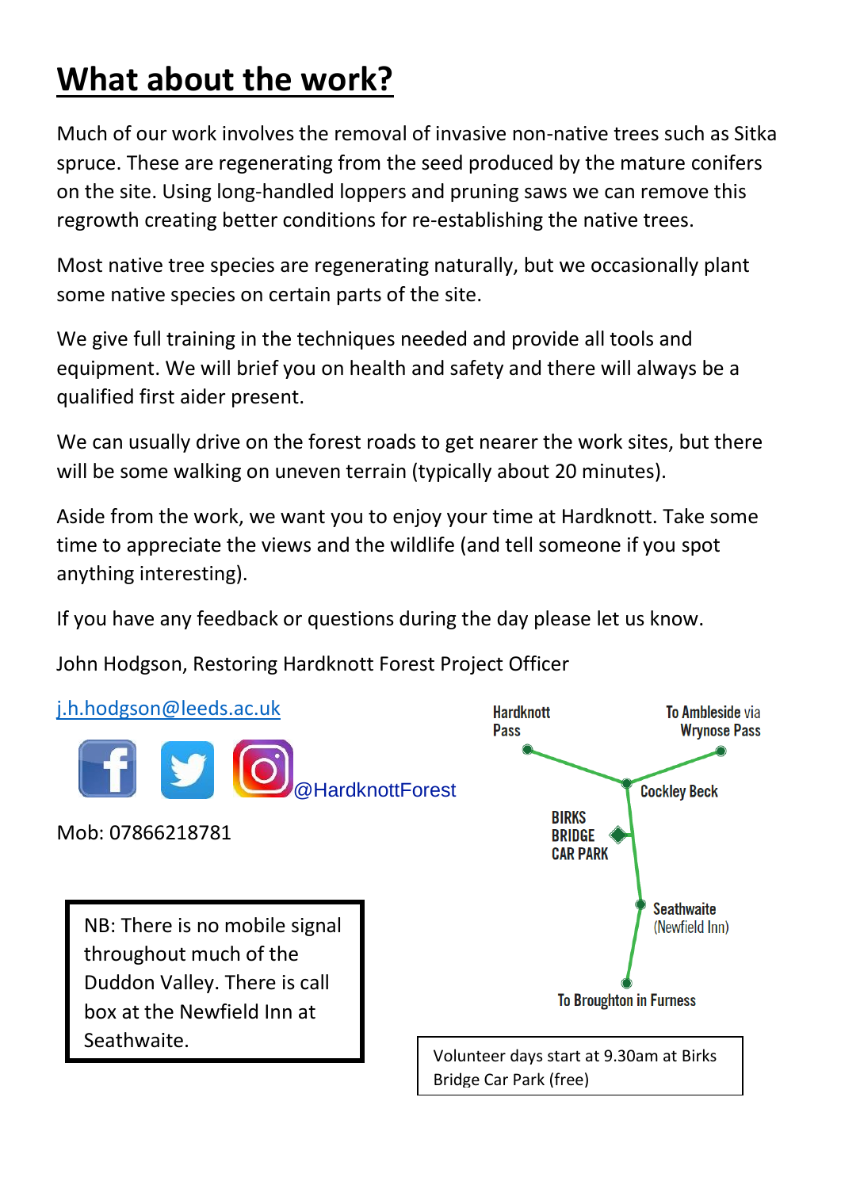# What about the work?

Much of our work involves the removal of invasive non-native trees such as Sitka spruce. These are regenerating from the seed produced by the mature conifers on the site. Using long-handled loppers and pruning saws we can remove this regrowth creating better conditions for re-establishing the native trees.

Most native tree species are regenerating naturally, but we occasionally plant some native species on certain parts of the site.

We give full training in the techniques needed and provide all tools and equipment. We will brief you on health and safety and there will always be a qualified first aider present.

We can usually drive on the forest roads to get nearer the work sites, but there will be some walking on uneven terrain (typically about 20 minutes).

Aside from the work, we want you to enjoy your time at Hardknott. Take some time to appreciate the views and the wildlife (and tell someone if you spot anything interesting).

If you have any feedback or questions during the day please let us know.

John Hodgson, Restoring Hardknott Forest Project Officer

j.h.hodgson@leeds.ac.uk

@HardknottForest

Mob: 07866218781

NB: There is no mobile signal throughout much of the Duddon Valley. There is call box at the Newfield Inn at Seathwaite.

Hardknott Pass

To Ambleside via Wrynose Pass

Cockley Beck

BIRKS BRIDGE CAR PARK

Seathwaite (Newfield Inn)

To Broughton in Furness

Volunteer days start at 9.30am at Birks Bridge Car Park (free)